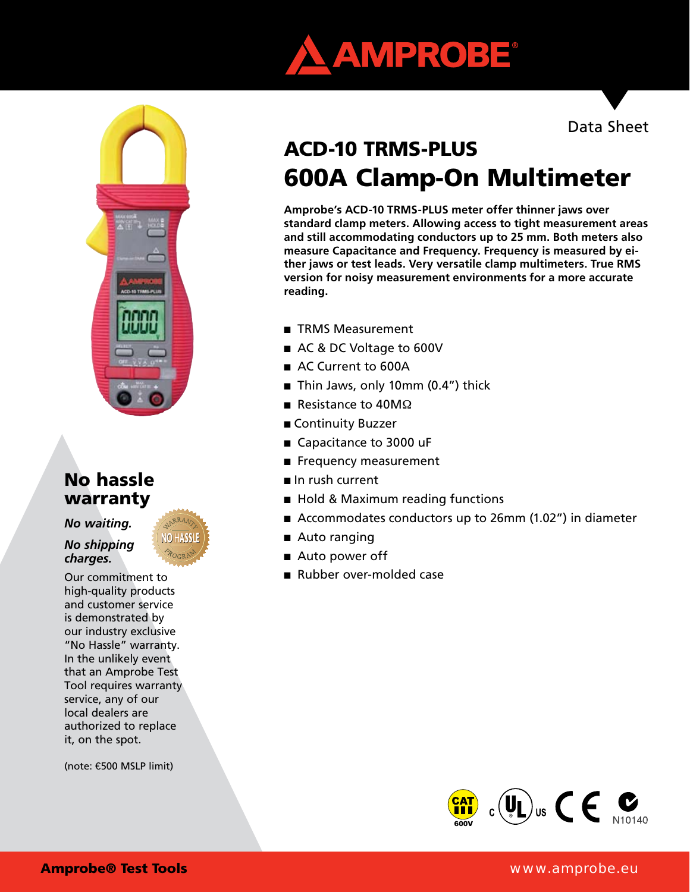Data Sheet

# ACD-10 TRMS-PLUS
# 600A Clamp-On Multimeter

**Amprobe's ACD-10 TRMS-PLUS meter offer thinner jaws over standard clamp meters. Allowing access to tight measurement areas and still accommodating conductors up to 25 mm. Both meters also measure Capacitance and Frequency. Frequency is measured by either jaws or test leads. Very versatile clamp multimeters. True RMS version for noisy measurement environments for a more accurate reading.**

- TRMS Measurement
- AC & DC Voltage to 600V
- AC Current to 600A
- Thin Jaws, only 10mm (0.4") thick
- Resistance to 40MΩ
- Continuity Buzzer
- Capacitance to 3000 uF
- Frequency measurement
- In rush current
- Hold & Maximum reading functions
- Accommodates conductors up to 26mm (1.02") in diameter
- Auto ranging
- Auto power off
- Rubber over-molded case

## No hassle warranty

***No waiting.***

***No shipping charges.***

Our commitment to high-quality products and customer service is demonstrated by our industry exclusive "No Hassle" warranty. In the unlikely event that an Amprobe Test Tool requires warranty service, any of our local dealers are authorized to replace it, on the spot.

(note: €500 MSLP limit)

N10140

**Amprobe® Test Tools** www.amprobe.eu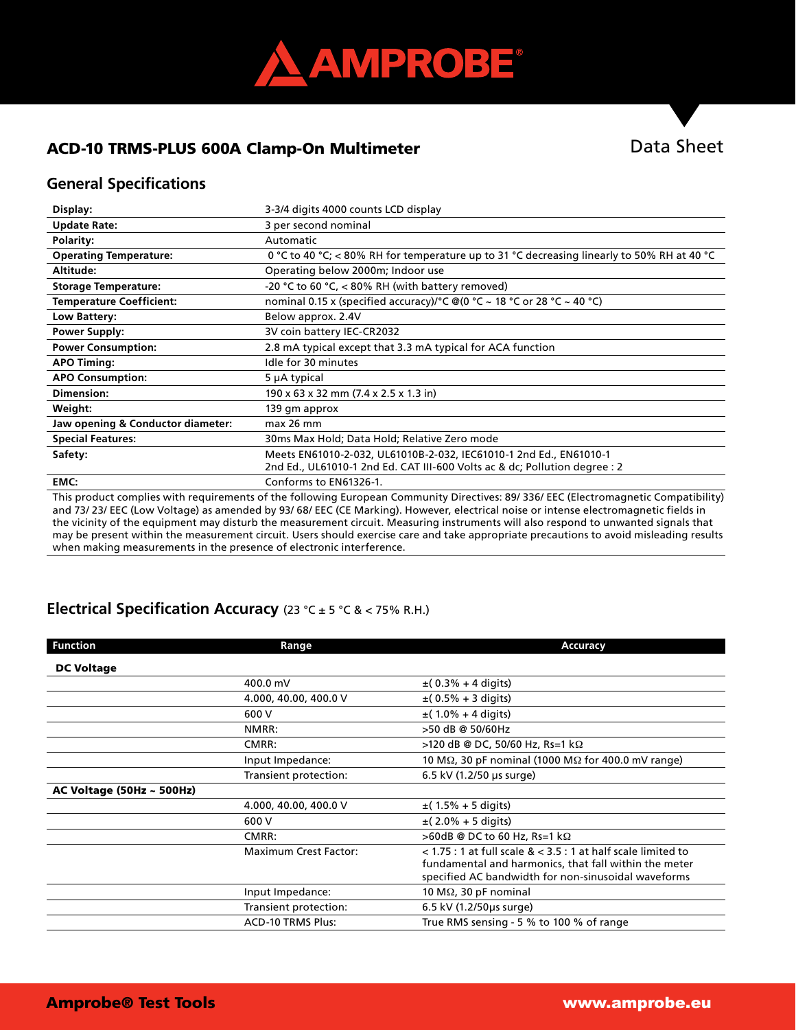# ACD-10 TRMS-PLUS 600A Clamp-On Multimeter

Data Sheet

## General Specifications

| | |
|---|---|
| **Display:** | 3-3/4 digits 4000 counts LCD display |
| **Update Rate:** | 3 per second nominal |
| **Polarity:** | Automatic |
| **Operating Temperature:** | 0 °C to 40 °C; < 80% RH for temperature up to 31 °C decreasing linearly to 50% RH at 40 °C |
| **Altitude:** | Operating below 2000m; Indoor use |
| **Storage Temperature:** | -20 °C to 60 °C, < 80% RH (with battery removed) |
| **Temperature Coefficient:** | nominal 0.15 x (specified accuracy)/°C @(0 °C ~ 18 °C or 28 °C ~ 40 °C) |
| **Low Battery:** | Below approx. 2.4V |
| **Power Supply:** | 3V coin battery IEC-CR2032 |
| **Power Consumption:** | 2.8 mA typical except that 3.3 mA typical for ACA function |
| **APO Timing:** | Idle for 30 minutes |
| **APO Consumption:** | 5 µA typical |
| **Dimension:** | 190 x 63 x 32 mm (7.4 x 2.5 x 1.3 in) |
| **Weight:** | 139 gm approx |
| **Jaw opening & Conductor diameter:** | max 26 mm |
| **Special Features:** | 30ms Max Hold; Data Hold; Relative Zero mode |
| **Safety:** | Meets EN61010-2-032, UL61010B-2-032, IEC61010-1 2nd Ed., EN61010-1 2nd Ed., UL61010-1 2nd Ed. CAT III-600 Volts ac & dc; Pollution degree : 2 |
| **EMC:** | Conforms to EN61326-1. |

This product complies with requirements of the following European Community Directives: 89/ 336/ EEC (Electromagnetic Compatibility) and 73/ 23/ EEC (Low Voltage) as amended by 93/ 68/ EEC (CE Marking). However, electrical noise or intense electromagnetic fields in the vicinity of the equipment may disturb the measurement circuit. Measuring instruments will also respond to unwanted signals that may be present within the measurement circuit. Users should exercise care and take appropriate precautions to avoid misleading results when making measurements in the presence of electronic interference.

## Electrical Specification Accuracy (23 °C ± 5 °C & < 75% R.H.)

| Function | Range | Accuracy |
|---|---|---|
| **DC Voltage** | | |
| | 400.0 mV | ±( 0.3% + 4 digits) |
| | 4.000, 40.00, 400.0 V | ±( 0.5% + 3 digits) |
| | 600 V | ±( 1.0% + 4 digits) |
| | NMRR: | >50 dB @ 50/60Hz |
| | CMRR: | >120 dB @ DC, 50/60 Hz, Rs=1 kΩ |
| | Input Impedance: | 10 MΩ, 30 pF nominal (1000 MΩ for 400.0 mV range) |
| | Transient protection: | 6.5 kV (1.2/50 µs surge) |
| **AC Voltage (50Hz ~ 500Hz)** | | |
| | 4.000, 40.00, 400.0 V | ±( 1.5% + 5 digits) |
| | 600 V | ±( 2.0% + 5 digits) |
| | CMRR: | >60dB @ DC to 60 Hz, Rs=1 kΩ |
| | Maximum Crest Factor: | < 1.75 : 1 at full scale & < 3.5 : 1 at half scale limited to fundamental and harmonics, that fall within the meter specified AC bandwidth for non-sinusoidal waveforms |
| | Input Impedance: | 10 MΩ, 30 pF nominal |
| | Transient protection: | 6.5 kV (1.2/50µs surge) |
| | ACD-10 TRMS Plus: | True RMS sensing - 5 % to 100 % of range |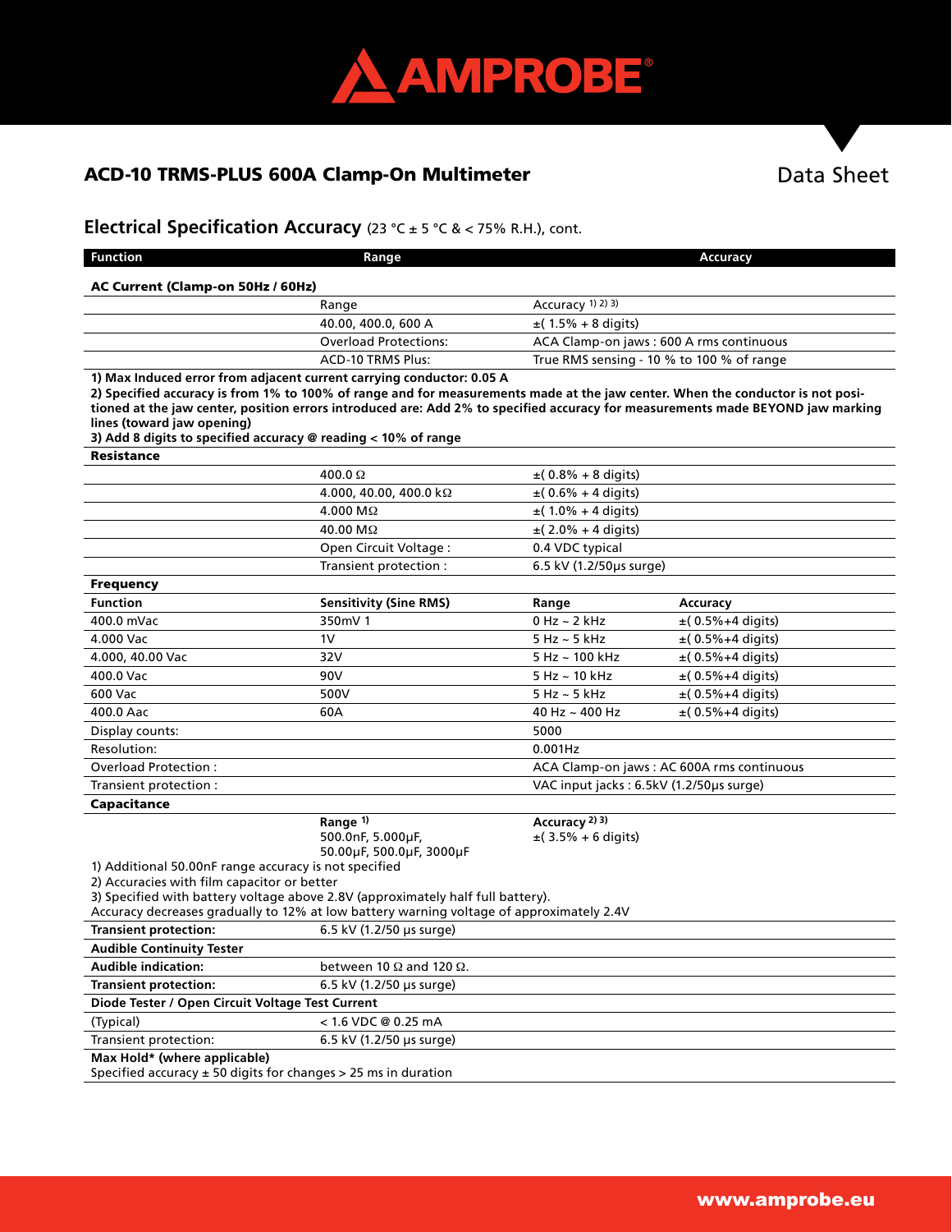## ACD-10 TRMS-PLUS 600A Clamp-On Multimeter

Data Sheet

### Electrical Specification Accuracy (23 °C ± 5 °C & < 75% R.H.), cont.

| Function | Range | Accuracy | |
|---|---|---|---|
| **AC Current (Clamp-on 50Hz / 60Hz)** | | | |
| | Range | Accuracy [1) 2) 3)] | |
| | 40.00, 400.0, 600 A | ±( 1.5% + 8 digits) | |
| | Overload Protections: | ACA Clamp-on jaws : 600 A rms continuous | |
| | ACD-10 TRMS Plus: | True RMS sensing - 10 % to 100 % of range | |

**1) Max Induced error from adjacent current carrying conductor: 0.05 A**
**2) Specified accuracy is from 1% to 100% of range and for measurements made at the jaw center. When the conductor is not positioned at the jaw center, position errors introduced are: Add 2% to specified accuracy for measurements made BEYOND jaw marking lines (toward jaw opening)**
**3) Add 8 digits to specified accuracy @ reading < 10% of range**

| Function | Range | Accuracy | |
|---|---|---|---|
| **Resistance** | | | |
| | 400.0 Ω | ±( 0.8% + 8 digits) | |
| | 4.000, 40.00, 400.0 kΩ | ±( 0.6% + 4 digits) | |
| | 4.000 MΩ | ±( 1.0% + 4 digits) | |
| | 40.00 MΩ | ±( 2.0% + 4 digits) | |
| | Open Circuit Voltage : | 0.4 VDC typical | |
| | Transient protection : | 6.5 kV (1.2/50μs surge) | |
| **Frequency** | | | |
| **Function** | **Sensitivity (Sine RMS)** | **Range** | **Accuracy** |
| 400.0 mVac | 350mV 1 | 0 Hz ~ 2 kHz | ±( 0.5%+4 digits) |
| 4.000 Vac | 1V | 5 Hz ~ 5 kHz | ±( 0.5%+4 digits) |
| 4.000, 40.00 Vac | 32V | 5 Hz ~ 100 kHz | ±( 0.5%+4 digits) |
| 400.0 Vac | 90V | 5 Hz ~ 10 kHz | ±( 0.5%+4 digits) |
| 600 Vac | 500V | 5 Hz ~ 5 kHz | ±( 0.5%+4 digits) |
| 400.0 Aac | 60A | 40 Hz ~ 400 Hz | ±( 0.5%+4 digits) |
| Display counts: | | 5000 | |
| Resolution: | | 0.001Hz | |
| Overload Protection : | | ACA Clamp-on jaws : AC 600A rms continuous | |
| Transient protection : | | VAC input jacks : 6.5kV (1.2/50μs surge) | |
| **Capacitance** | | | |
| | **Range [1)]** 500.0nF, 5.000μF, 50.00μF, 500.0μF, 3000μF | **Accuracy [2) 3)]** ±( 3.5% + 6 digits) | |

1) Additional 50.00nF range accuracy is not specified
2) Accuracies with film capacitor or better
3) Specified with battery voltage above 2.8V (approximately half full battery).
Accuracy decreases gradually to 12% at low battery warning voltage of approximately 2.4V

| | |
|---|---|
| **Transient protection:** | 6.5 kV (1.2/50 μs surge) |
| **Audible Continuity Tester** | |
| **Audible indication:** | between 10 Ω and 120 Ω. |
| **Transient protection:** | 6.5 kV (1.2/50 μs surge) |
| **Diode Tester / Open Circuit Voltage Test Current** | |
| (Typical) | < 1.6 VDC @ 0.25 mA |
| Transient protection: | 6.5 kV (1.2/50 μs surge) |

**Max Hold* (where applicable)**
Specified accuracy ± 50 digits for changes > 25 ms in duration

www.amprobe.eu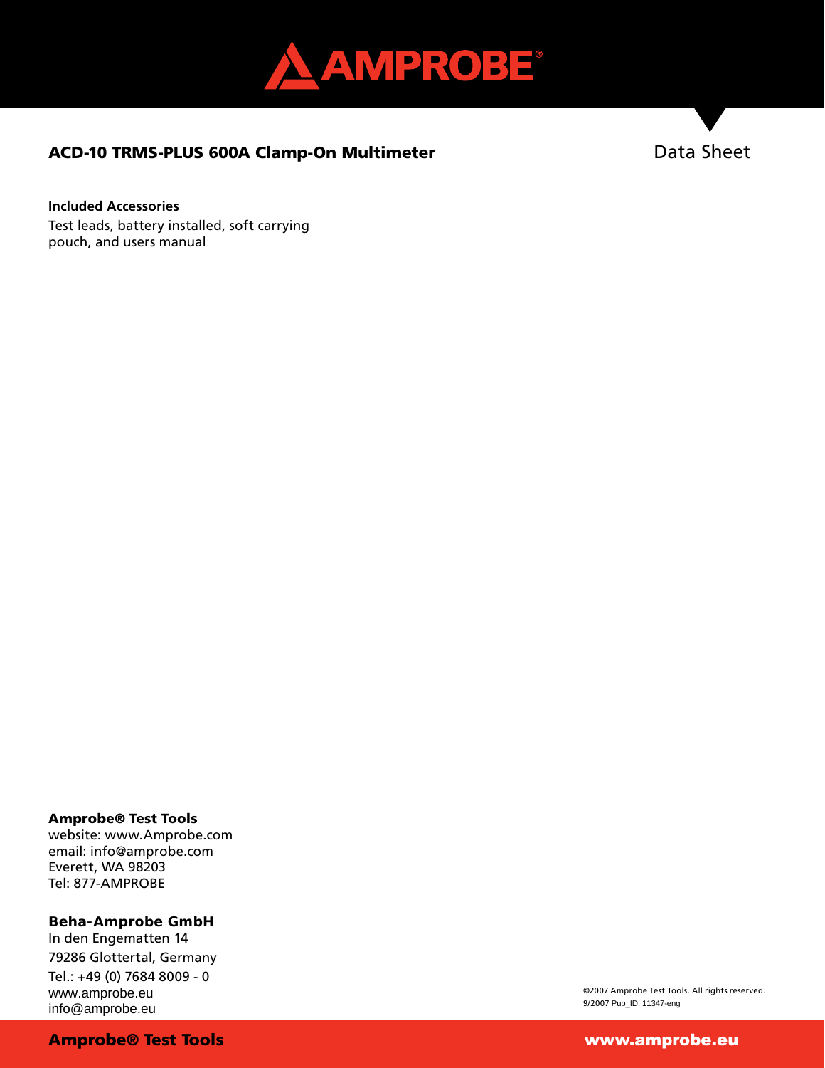**ACD-10 TRMS-PLUS 600A Clamp-On Multimeter**

Data Sheet

**Included Accessories**

Test leads, battery installed, soft carrying pouch, and users manual

**Amprobe® Test Tools**
website: www.Amprobe.com
email: info@amprobe.com
Everett, WA 98203
Tel: 877-AMPROBE

**Beha-Amprobe GmbH**
In den Engematten 14
79286 Glottertal, Germany
Tel.: +49 (0) 7684 8009 - 0
www.amprobe.eu
info@amprobe.eu

©2007 Amprobe Test Tools. All rights reserved.
9/2007 Pub_ID: 11347-eng

**Amprobe® Test Tools**

**www.amprobe.eu**